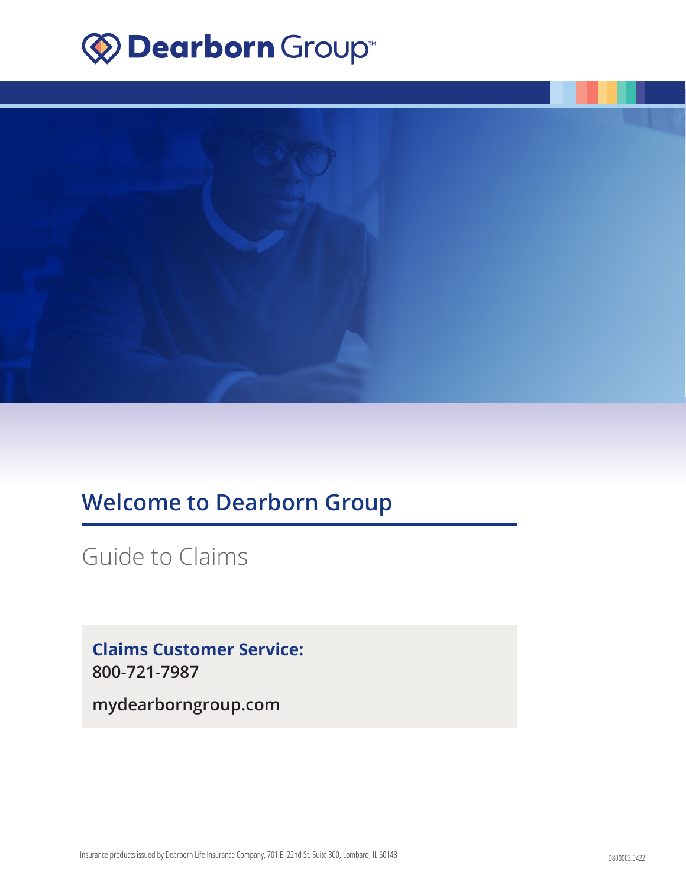Dearborn Group™

# Welcome to Dearborn Group

## Guide to Claims

**Claims Customer Service:**
**800-721-7987**

**mydearborngroup.com**

Insurance products issued by Dearborn Life Insurance Company, 701 E. 22nd St. Suite 300, Lombard, IL 60148

D800003.0422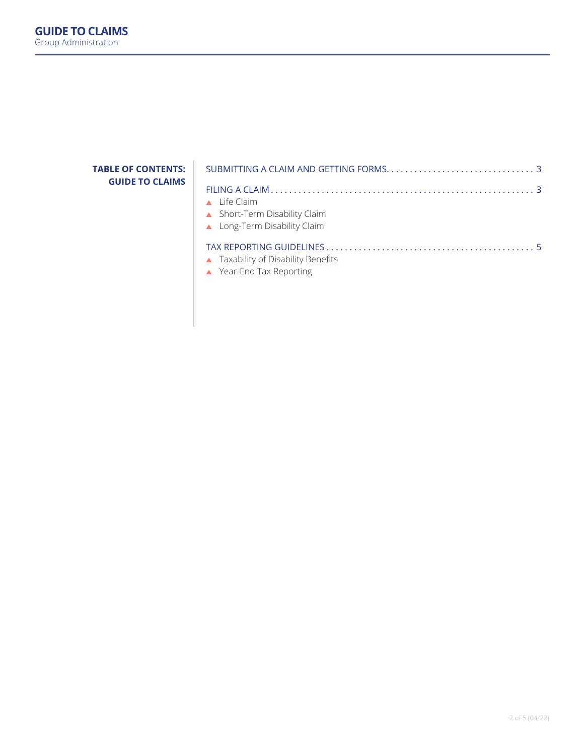## TABLE OF CONTENTS: GUIDE TO CLAIMS

SUBMITTING A CLAIM AND GETTING FORMS . . . . . . . . . . . . . . . . . . . . . . . . . . . . . . . 3

FILING A CLAIM . . . . . . . . . . . . . . . . . . . . . . . . . . . . . . . . . . . . . . . . . . . . . . . . . . . . . . 3

- Life Claim
- Short-Term Disability Claim
- Long-Term Disability Claim

TAX REPORTING GUIDELINES . . . . . . . . . . . . . . . . . . . . . . . . . . . . . . . . . . . . . . . . . . . 5

- Taxability of Disability Benefits
- Year-End Tax Reporting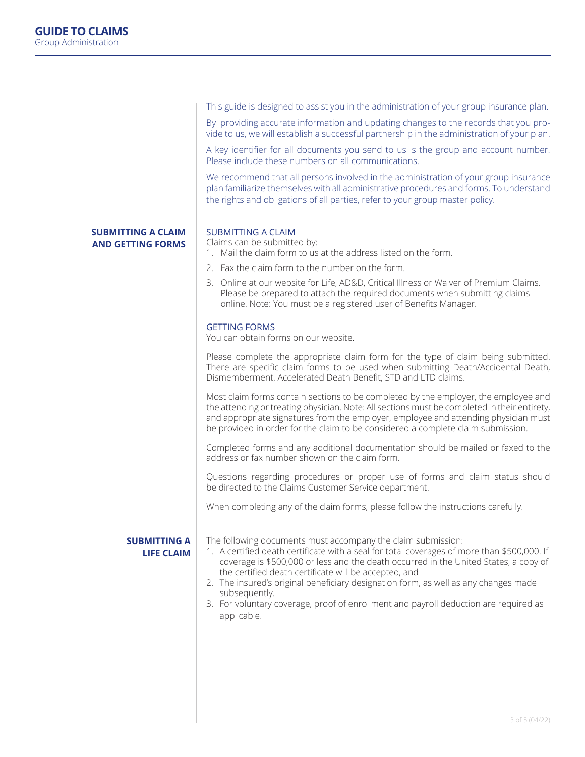# GUIDE TO CLAIMS

Group Administration

This guide is designed to assist you in the administration of your group insurance plan.

By providing accurate information and updating changes to the records that you provide to us, we will establish a successful partnership in the administration of your plan.

A key identifier for all documents you send to us is the group and account number. Please include these numbers on all communications.

We recommend that all persons involved in the administration of your group insurance plan familiarize themselves with all administrative procedures and forms. To understand the rights and obligations of all parties, refer to your group master policy.

## SUBMITTING A CLAIM AND GETTING FORMS

### SUBMITTING A CLAIM

Claims can be submitted by:

1. Mail the claim form to us at the address listed on the form.
2. Fax the claim form to the number on the form.
3. Online at our website for Life, AD&D, Critical Illness or Waiver of Premium Claims. Please be prepared to attach the required documents when submitting claims online. Note: You must be a registered user of Benefits Manager.

### GETTING FORMS

You can obtain forms on our website.

Please complete the appropriate claim form for the type of claim being submitted. There are specific claim forms to be used when submitting Death/Accidental Death, Dismemberment, Accelerated Death Benefit, STD and LTD claims.

Most claim forms contain sections to be completed by the employer, the employee and the attending or treating physician. Note: All sections must be completed in their entirety, and appropriate signatures from the employer, employee and attending physician must be provided in order for the claim to be considered a complete claim submission.

Completed forms and any additional documentation should be mailed or faxed to the address or fax number shown on the claim form.

Questions regarding procedures or proper use of forms and claim status should be directed to the Claims Customer Service department.

When completing any of the claim forms, please follow the instructions carefully.

## SUBMITTING A LIFE CLAIM

The following documents must accompany the claim submission:

1. A certified death certificate with a seal for total coverages of more than $500,000. If coverage is $500,000 or less and the death occurred in the United States, a copy of the certified death certificate will be accepted, and
2. The insured's original beneficiary designation form, as well as any changes made subsequently.
3. For voluntary coverage, proof of enrollment and payroll deduction are required as applicable.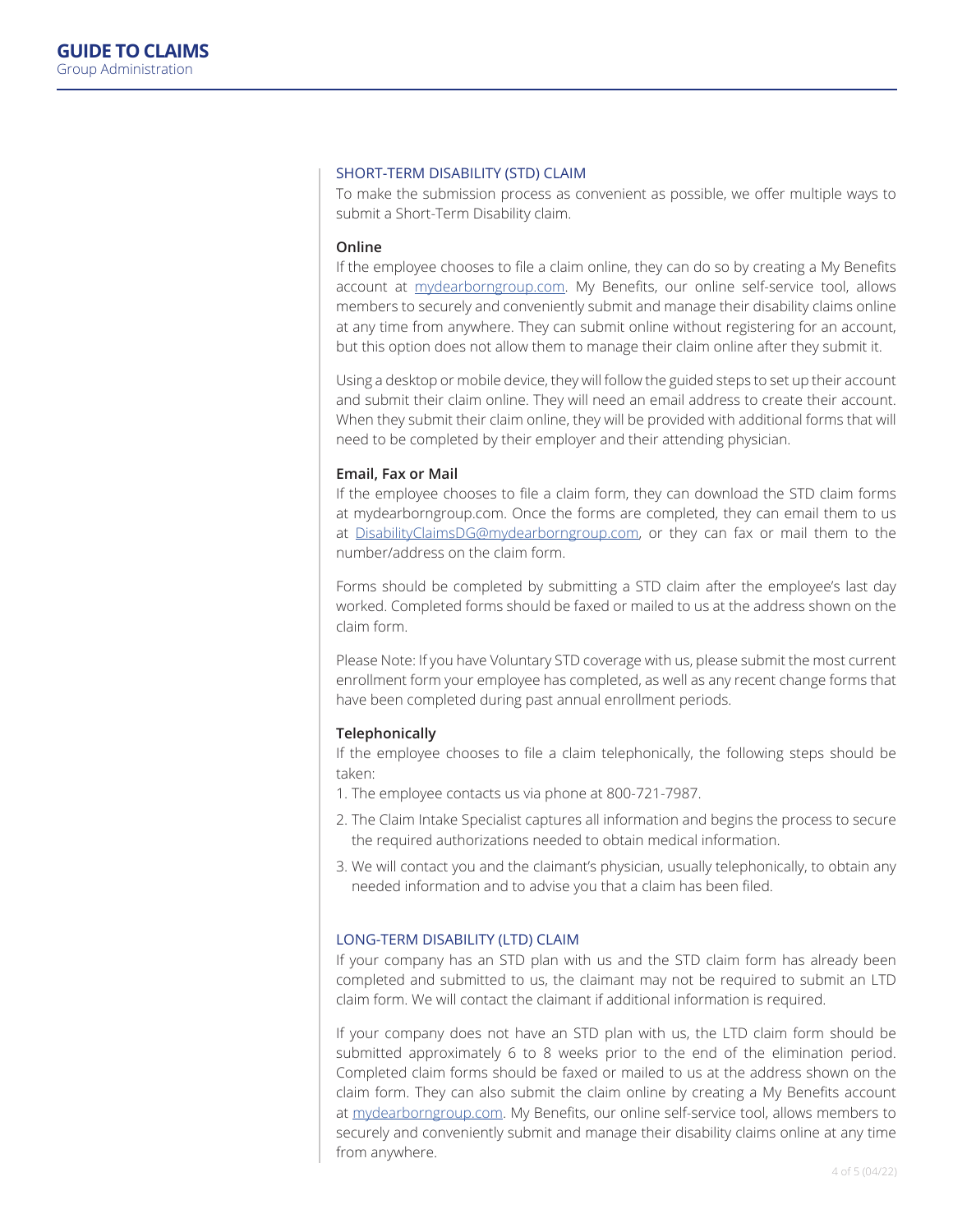## SHORT-TERM DISABILITY (STD) CLAIM

To make the submission process as convenient as possible, we offer multiple ways to submit a Short-Term Disability claim.

**Online**

If the employee chooses to file a claim online, they can do so by creating a My Benefits account at [mydearborngroup.com](mydearborngroup.com). My Benefits, our online self-service tool, allows members to securely and conveniently submit and manage their disability claims online at any time from anywhere. They can submit online without registering for an account, but this option does not allow them to manage their claim online after they submit it.

Using a desktop or mobile device, they will follow the guided steps to set up their account and submit their claim online. They will need an email address to create their account. When they submit their claim online, they will be provided with additional forms that will need to be completed by their employer and their attending physician.

**Email, Fax or Mail**

If the employee chooses to file a claim form, they can download the STD claim forms at mydearborngroup.com. Once the forms are completed, they can email them to us at [DisabilityClaimsDG@mydearborngroup.com](mailto:DisabilityClaimsDG@mydearborngroup.com), or they can fax or mail them to the number/address on the claim form.

Forms should be completed by submitting a STD claim after the employee's last day worked. Completed forms should be faxed or mailed to us at the address shown on the claim form.

Please Note: If you have Voluntary STD coverage with us, please submit the most current enrollment form your employee has completed, as well as any recent change forms that have been completed during past annual enrollment periods.

**Telephonically**

If the employee chooses to file a claim telephonically, the following steps should be taken:

1. The employee contacts us via phone at 800-721-7987.
2. The Claim Intake Specialist captures all information and begins the process to secure the required authorizations needed to obtain medical information.
3. We will contact you and the claimant's physician, usually telephonically, to obtain any needed information and to advise you that a claim has been filed.

## LONG-TERM DISABILITY (LTD) CLAIM

If your company has an STD plan with us and the STD claim form has already been completed and submitted to us, the claimant may not be required to submit an LTD claim form. We will contact the claimant if additional information is required.

If your company does not have an STD plan with us, the LTD claim form should be submitted approximately 6 to 8 weeks prior to the end of the elimination period. Completed claim forms should be faxed or mailed to us at the address shown on the claim form. They can also submit the claim online by creating a My Benefits account at [mydearborngroup.com](mydearborngroup.com). My Benefits, our online self-service tool, allows members to securely and conveniently submit and manage their disability claims online at any time from anywhere.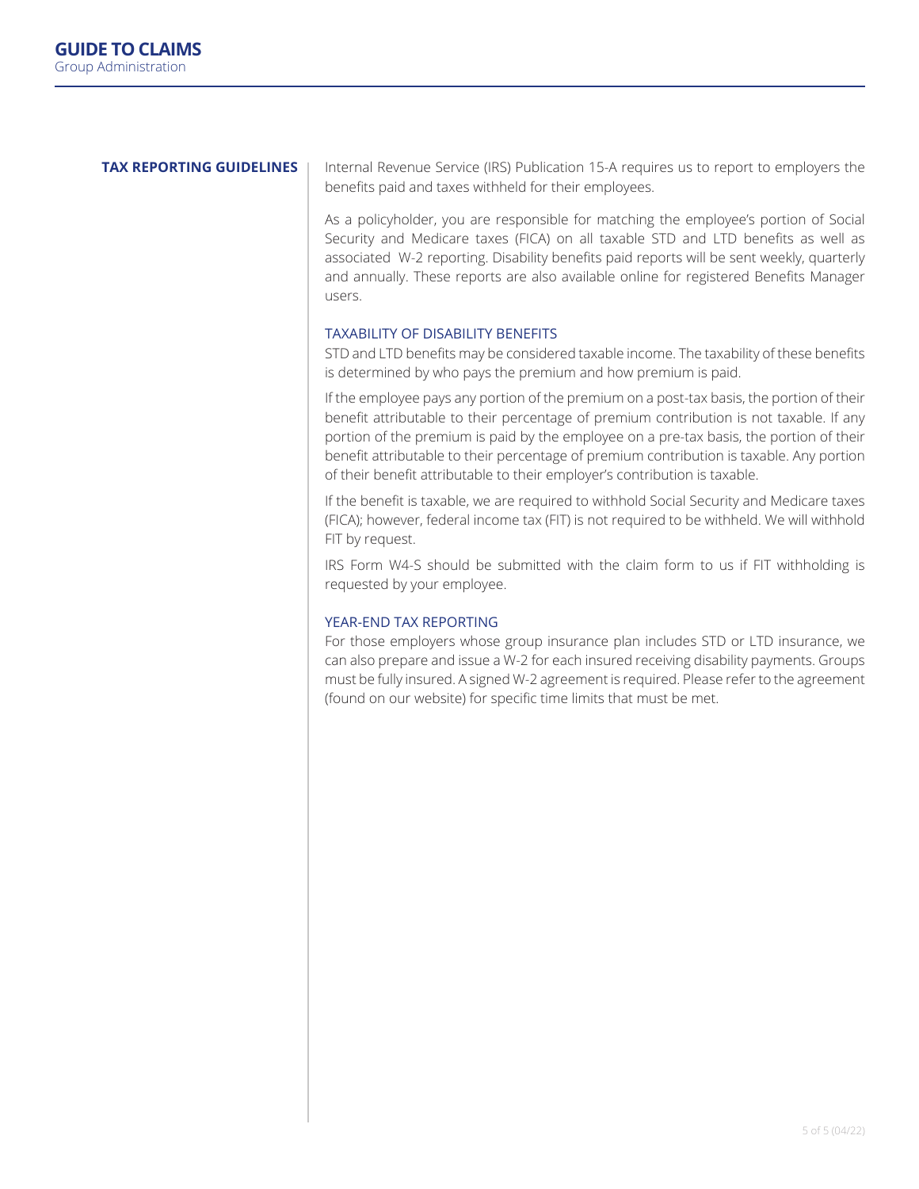## TAX REPORTING GUIDELINES

Internal Revenue Service (IRS) Publication 15-A requires us to report to employers the benefits paid and taxes withheld for their employees.

As a policyholder, you are responsible for matching the employee's portion of Social Security and Medicare taxes (FICA) on all taxable STD and LTD benefits as well as associated W-2 reporting. Disability benefits paid reports will be sent weekly, quarterly and annually. These reports are also available online for registered Benefits Manager users.

### TAXABILITY OF DISABILITY BENEFITS

STD and LTD benefits may be considered taxable income. The taxability of these benefits is determined by who pays the premium and how premium is paid.

If the employee pays any portion of the premium on a post-tax basis, the portion of their benefit attributable to their percentage of premium contribution is not taxable. If any portion of the premium is paid by the employee on a pre-tax basis, the portion of their benefit attributable to their percentage of premium contribution is taxable. Any portion of their benefit attributable to their employer's contribution is taxable.

If the benefit is taxable, we are required to withhold Social Security and Medicare taxes (FICA); however, federal income tax (FIT) is not required to be withheld. We will withhold FIT by request.

IRS Form W4-S should be submitted with the claim form to us if FIT withholding is requested by your employee.

### YEAR-END TAX REPORTING

For those employers whose group insurance plan includes STD or LTD insurance, we can also prepare and issue a W-2 for each insured receiving disability payments. Groups must be fully insured. A signed W-2 agreement is required. Please refer to the agreement (found on our website) for specific time limits that must be met.